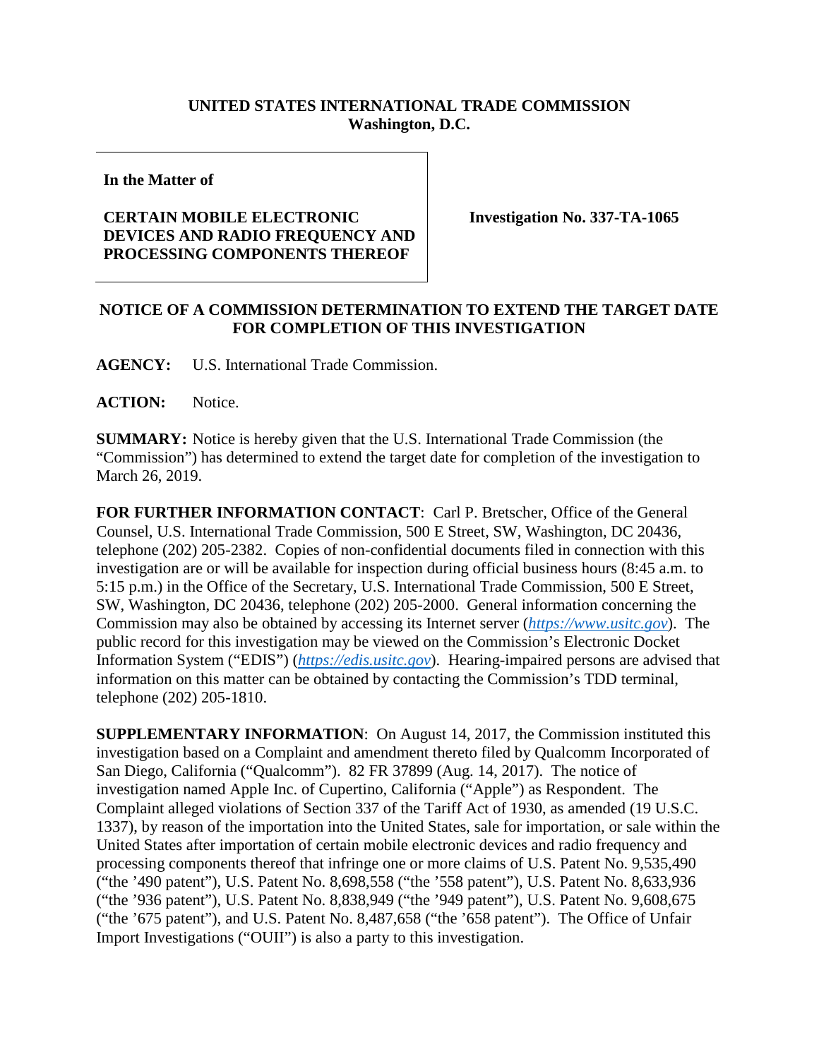**UNITED STATES INTERNATIONAL TRADE COMMISSION**
**Washington, D.C.**

| **In the Matter of** <br><br> **CERTAIN MOBILE ELECTRONIC DEVICES AND RADIO FREQUENCY AND PROCESSING COMPONENTS THEREOF** | **Investigation No. 337-TA-1065** |
|---|---|

**NOTICE OF A COMMISSION DETERMINATION TO EXTEND THE TARGET DATE FOR COMPLETION OF THIS INVESTIGATION**

**AGENCY:** U.S. International Trade Commission.

**ACTION:** Notice.

**SUMMARY:** Notice is hereby given that the U.S. International Trade Commission (the "Commission") has determined to extend the target date for completion of the investigation to March 26, 2019.

**FOR FURTHER INFORMATION CONTACT**: Carl P. Bretscher, Office of the General Counsel, U.S. International Trade Commission, 500 E Street, SW, Washington, DC 20436, telephone (202) 205-2382. Copies of non-confidential documents filed in connection with this investigation are or will be available for inspection during official business hours (8:45 a.m. to 5:15 p.m.) in the Office of the Secretary, U.S. International Trade Commission, 500 E Street, SW, Washington, DC 20436, telephone (202) 205-2000. General information concerning the Commission may also be obtained by accessing its Internet server (*https://www.usitc.gov*). The public record for this investigation may be viewed on the Commission's Electronic Docket Information System ("EDIS") (*https://edis.usitc.gov*). Hearing-impaired persons are advised that information on this matter can be obtained by contacting the Commission's TDD terminal, telephone (202) 205-1810.

**SUPPLEMENTARY INFORMATION**: On August 14, 2017, the Commission instituted this investigation based on a Complaint and amendment thereto filed by Qualcomm Incorporated of San Diego, California ("Qualcomm"). 82 FR 37899 (Aug. 14, 2017). The notice of investigation named Apple Inc. of Cupertino, California ("Apple") as Respondent. The Complaint alleged violations of Section 337 of the Tariff Act of 1930, as amended (19 U.S.C. 1337), by reason of the importation into the United States, sale for importation, or sale within the United States after importation of certain mobile electronic devices and radio frequency and processing components thereof that infringe one or more claims of U.S. Patent No. 9,535,490 ("the '490 patent"), U.S. Patent No. 8,698,558 ("the '558 patent"), U.S. Patent No. 8,633,936 ("the '936 patent"), U.S. Patent No. 8,838,949 ("the '949 patent"), U.S. Patent No. 9,608,675 ("the '675 patent"), and U.S. Patent No. 8,487,658 ("the '658 patent"). The Office of Unfair Import Investigations ("OUII") is also a party to this investigation.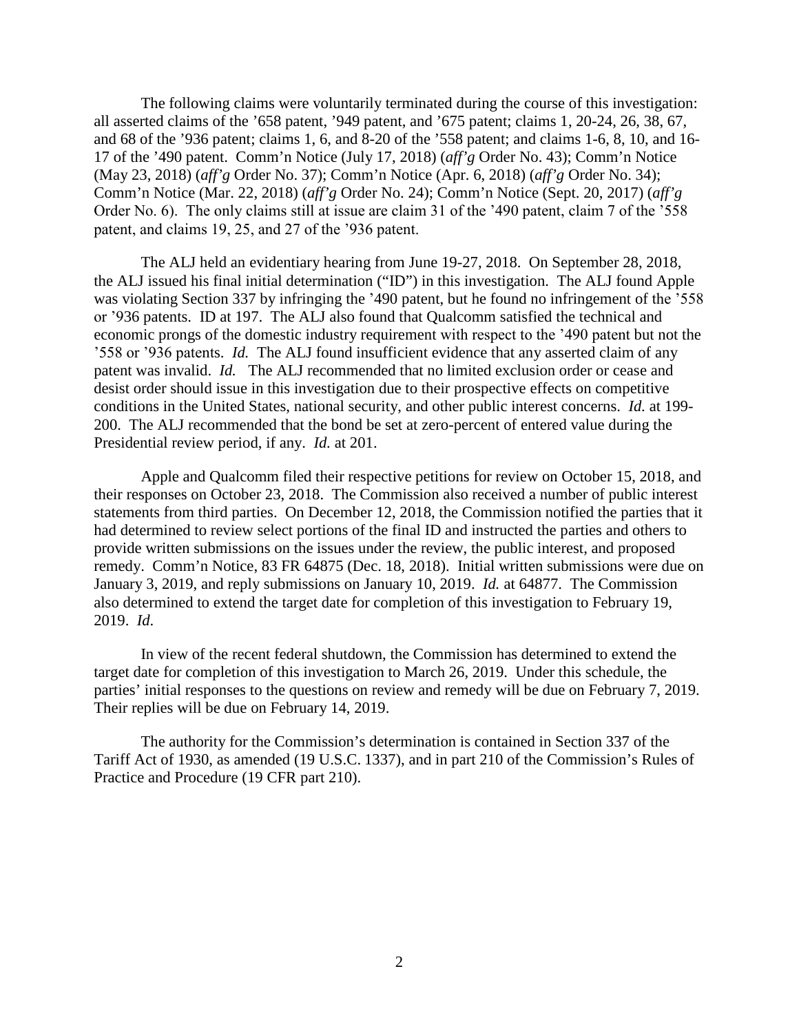The following claims were voluntarily terminated during the course of this investigation: all asserted claims of the '658 patent, '949 patent, and '675 patent; claims 1, 20-24, 26, 38, 67, and 68 of the '936 patent; claims 1, 6, and 8-20 of the '558 patent; and claims 1-6, 8, 10, and 16-17 of the '490 patent. Comm'n Notice (July 17, 2018) (*aff'g* Order No. 43); Comm'n Notice (May 23, 2018) (*aff'g* Order No. 37); Comm'n Notice (Apr. 6, 2018) (*aff'g* Order No. 34); Comm'n Notice (Mar. 22, 2018) (*aff'g* Order No. 24); Comm'n Notice (Sept. 20, 2017) (*aff'g* Order No. 6). The only claims still at issue are claim 31 of the '490 patent, claim 7 of the '558 patent, and claims 19, 25, and 27 of the '936 patent.

The ALJ held an evidentiary hearing from June 19-27, 2018. On September 28, 2018, the ALJ issued his final initial determination ("ID") in this investigation. The ALJ found Apple was violating Section 337 by infringing the '490 patent, but he found no infringement of the '558 or '936 patents. ID at 197. The ALJ also found that Qualcomm satisfied the technical and economic prongs of the domestic industry requirement with respect to the '490 patent but not the '558 or '936 patents. *Id.* The ALJ found insufficient evidence that any asserted claim of any patent was invalid. *Id.* The ALJ recommended that no limited exclusion order or cease and desist order should issue in this investigation due to their prospective effects on competitive conditions in the United States, national security, and other public interest concerns. *Id.* at 199-200. The ALJ recommended that the bond be set at zero-percent of entered value during the Presidential review period, if any. *Id.* at 201.

Apple and Qualcomm filed their respective petitions for review on October 15, 2018, and their responses on October 23, 2018. The Commission also received a number of public interest statements from third parties. On December 12, 2018, the Commission notified the parties that it had determined to review select portions of the final ID and instructed the parties and others to provide written submissions on the issues under the review, the public interest, and proposed remedy. Comm'n Notice, 83 FR 64875 (Dec. 18, 2018). Initial written submissions were due on January 3, 2019, and reply submissions on January 10, 2019. *Id.* at 64877. The Commission also determined to extend the target date for completion of this investigation to February 19, 2019. *Id*.

In view of the recent federal shutdown, the Commission has determined to extend the target date for completion of this investigation to March 26, 2019. Under this schedule, the parties' initial responses to the questions on review and remedy will be due on February 7, 2019. Their replies will be due on February 14, 2019.

The authority for the Commission's determination is contained in Section 337 of the Tariff Act of 1930, as amended (19 U.S.C. 1337), and in part 210 of the Commission's Rules of Practice and Procedure (19 CFR part 210).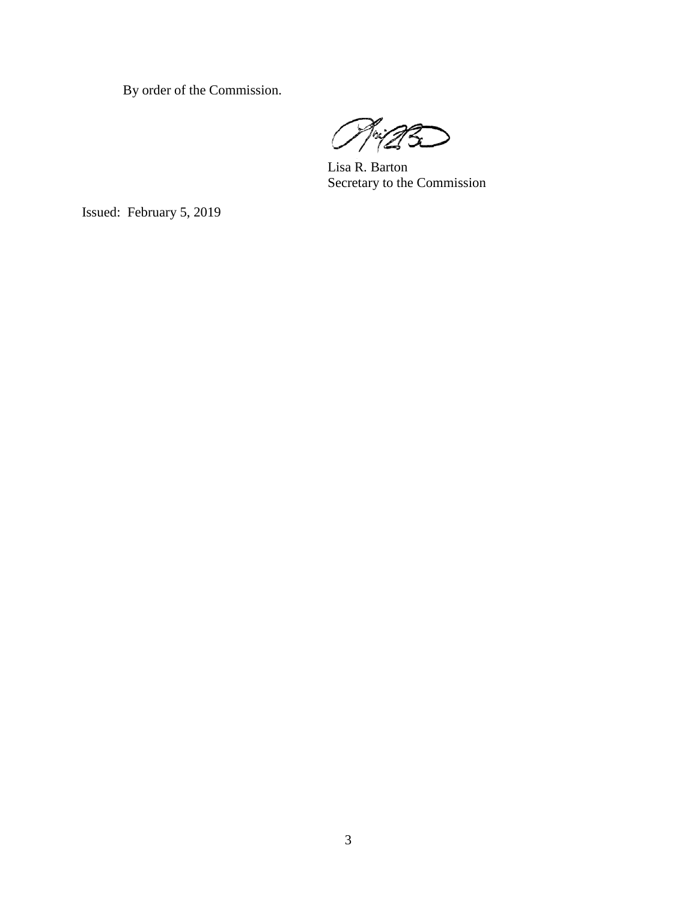By order of the Commission.

Lisa R. Barton
Secretary to the Commission

Issued: February 5, 2019